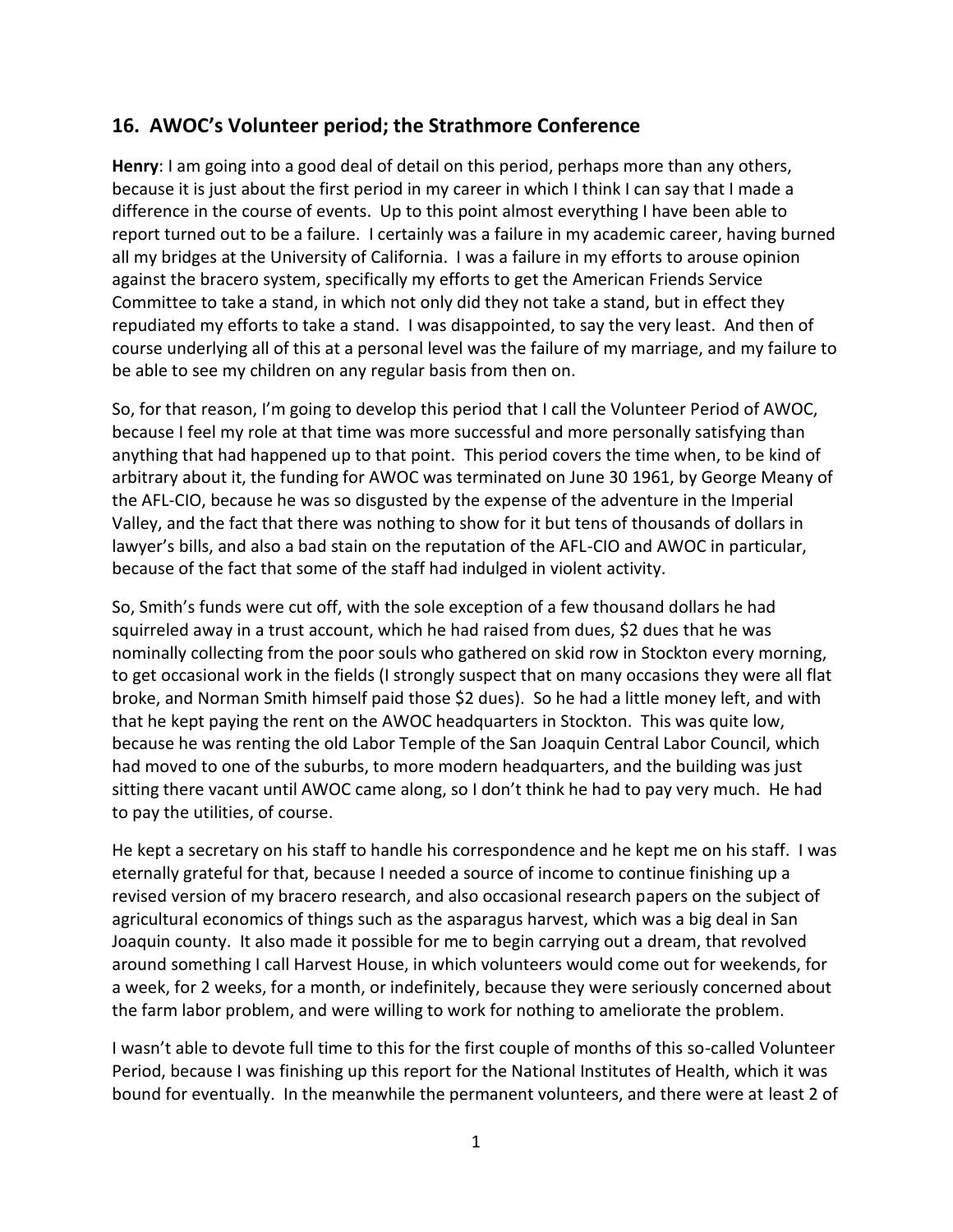## 16. AWOC's Volunteer period; the Strathmore Conference

**Henry**: I am going into a good deal of detail on this period, perhaps more than any others, because it is just about the first period in my career in which I think I can say that I made a difference in the course of events. Up to this point almost everything I have been able to report turned out to be a failure. I certainly was a failure in my academic career, having burned all my bridges at the University of California. I was a failure in my efforts to arouse opinion against the bracero system, specifically my efforts to get the American Friends Service Committee to take a stand, in which not only did they not take a stand, but in effect they repudiated my efforts to take a stand. I was disappointed, to say the very least. And then of course underlying all of this at a personal level was the failure of my marriage, and my failure to be able to see my children on any regular basis from then on.

So, for that reason, I'm going to develop this period that I call the Volunteer Period of AWOC, because I feel my role at that time was more successful and more personally satisfying than anything that had happened up to that point. This period covers the time when, to be kind of arbitrary about it, the funding for AWOC was terminated on June 30 1961, by George Meany of the AFL-CIO, because he was so disgusted by the expense of the adventure in the Imperial Valley, and the fact that there was nothing to show for it but tens of thousands of dollars in lawyer's bills, and also a bad stain on the reputation of the AFL-CIO and AWOC in particular, because of the fact that some of the staff had indulged in violent activity.

So, Smith's funds were cut off, with the sole exception of a few thousand dollars he had squirreled away in a trust account, which he had raised from dues, $2 dues that he was nominally collecting from the poor souls who gathered on skid row in Stockton every morning, to get occasional work in the fields (I strongly suspect that on many occasions they were all flat broke, and Norman Smith himself paid those $2 dues). So he had a little money left, and with that he kept paying the rent on the AWOC headquarters in Stockton. This was quite low, because he was renting the old Labor Temple of the San Joaquin Central Labor Council, which had moved to one of the suburbs, to more modern headquarters, and the building was just sitting there vacant until AWOC came along, so I don't think he had to pay very much. He had to pay the utilities, of course.

He kept a secretary on his staff to handle his correspondence and he kept me on his staff. I was eternally grateful for that, because I needed a source of income to continue finishing up a revised version of my bracero research, and also occasional research papers on the subject of agricultural economics of things such as the asparagus harvest, which was a big deal in San Joaquin county. It also made it possible for me to begin carrying out a dream, that revolved around something I call Harvest House, in which volunteers would come out for weekends, for a week, for 2 weeks, for a month, or indefinitely, because they were seriously concerned about the farm labor problem, and were willing to work for nothing to ameliorate the problem.

I wasn't able to devote full time to this for the first couple of months of this so-called Volunteer Period, because I was finishing up this report for the National Institutes of Health, which it was bound for eventually. In the meanwhile the permanent volunteers, and there were at least 2 of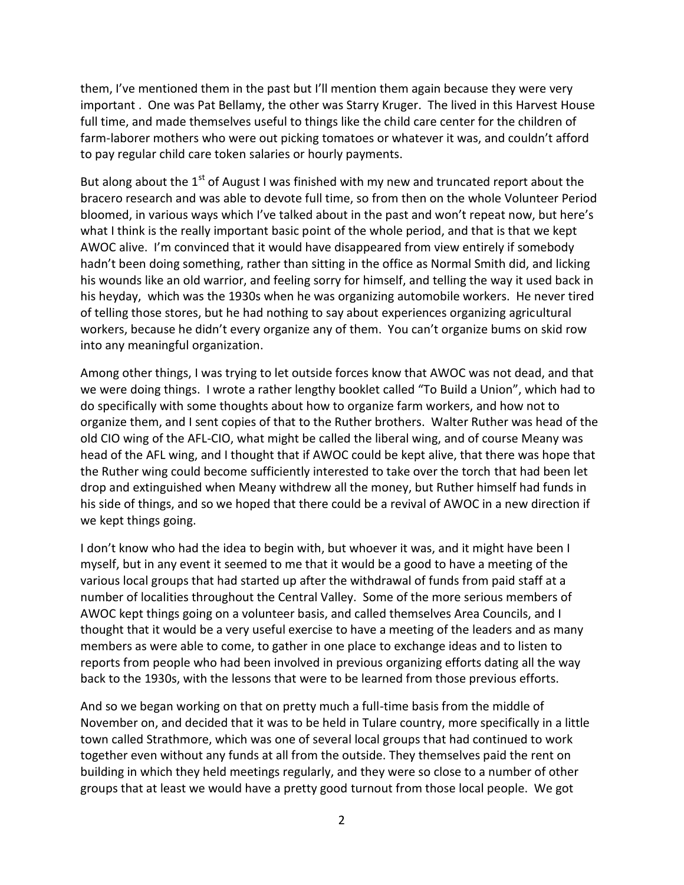them, I've mentioned them in the past but I'll mention them again because they were very important . One was Pat Bellamy, the other was Starry Kruger. The lived in this Harvest House full time, and made themselves useful to things like the child care center for the children of farm-laborer mothers who were out picking tomatoes or whatever it was, and couldn't afford to pay regular child care token salaries or hourly payments.

But along about the 1st of August I was finished with my new and truncated report about the bracero research and was able to devote full time, so from then on the whole Volunteer Period bloomed, in various ways which I've talked about in the past and won't repeat now, but here's what I think is the really important basic point of the whole period, and that is that we kept AWOC alive. I'm convinced that it would have disappeared from view entirely if somebody hadn't been doing something, rather than sitting in the office as Normal Smith did, and licking his wounds like an old warrior, and feeling sorry for himself, and telling the way it used back in his heyday, which was the 1930s when he was organizing automobile workers. He never tired of telling those stores, but he had nothing to say about experiences organizing agricultural workers, because he didn't every organize any of them. You can't organize bums on skid row into any meaningful organization.

Among other things, I was trying to let outside forces know that AWOC was not dead, and that we were doing things. I wrote a rather lengthy booklet called "To Build a Union", which had to do specifically with some thoughts about how to organize farm workers, and how not to organize them, and I sent copies of that to the Ruther brothers. Walter Ruther was head of the old CIO wing of the AFL-CIO, what might be called the liberal wing, and of course Meany was head of the AFL wing, and I thought that if AWOC could be kept alive, that there was hope that the Ruther wing could become sufficiently interested to take over the torch that had been let drop and extinguished when Meany withdrew all the money, but Ruther himself had funds in his side of things, and so we hoped that there could be a revival of AWOC in a new direction if we kept things going.

I don't know who had the idea to begin with, but whoever it was, and it might have been I myself, but in any event it seemed to me that it would be a good to have a meeting of the various local groups that had started up after the withdrawal of funds from paid staff at a number of localities throughout the Central Valley. Some of the more serious members of AWOC kept things going on a volunteer basis, and called themselves Area Councils, and I thought that it would be a very useful exercise to have a meeting of the leaders and as many members as were able to come, to gather in one place to exchange ideas and to listen to reports from people who had been involved in previous organizing efforts dating all the way back to the 1930s, with the lessons that were to be learned from those previous efforts.

And so we began working on that on pretty much a full-time basis from the middle of November on, and decided that it was to be held in Tulare country, more specifically in a little town called Strathmore, which was one of several local groups that had continued to work together even without any funds at all from the outside. They themselves paid the rent on building in which they held meetings regularly, and they were so close to a number of other groups that at least we would have a pretty good turnout from those local people. We got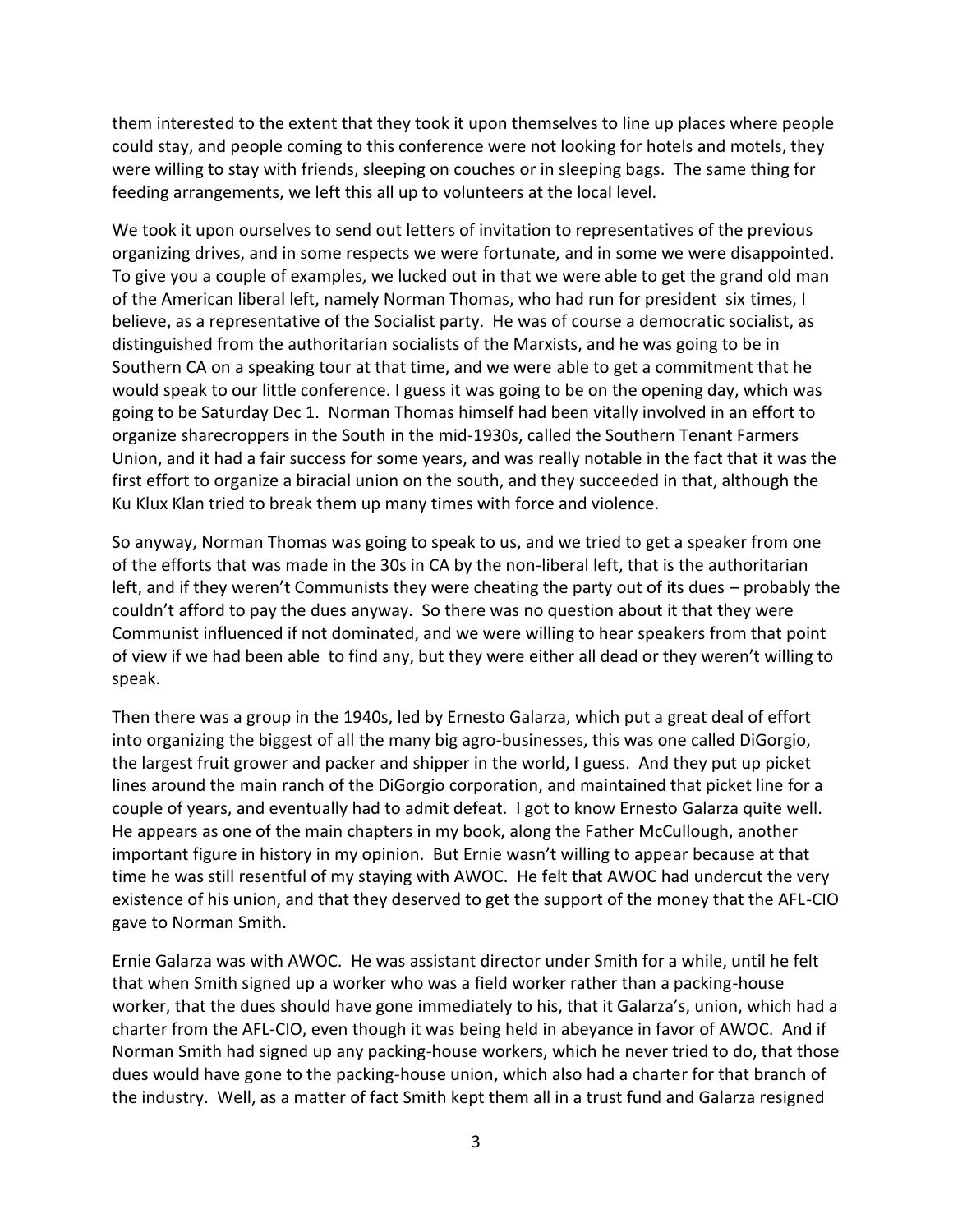them interested to the extent that they took it upon themselves to line up places where people could stay, and people coming to this conference were not looking for hotels and motels, they were willing to stay with friends, sleeping on couches or in sleeping bags. The same thing for feeding arrangements, we left this all up to volunteers at the local level.

We took it upon ourselves to send out letters of invitation to representatives of the previous organizing drives, and in some respects we were fortunate, and in some we were disappointed. To give you a couple of examples, we lucked out in that we were able to get the grand old man of the American liberal left, namely Norman Thomas, who had run for president six times, I believe, as a representative of the Socialist party. He was of course a democratic socialist, as distinguished from the authoritarian socialists of the Marxists, and he was going to be in Southern CA on a speaking tour at that time, and we were able to get a commitment that he would speak to our little conference. I guess it was going to be on the opening day, which was going to be Saturday Dec 1. Norman Thomas himself had been vitally involved in an effort to organize sharecroppers in the South in the mid-1930s, called the Southern Tenant Farmers Union, and it had a fair success for some years, and was really notable in the fact that it was the first effort to organize a biracial union on the south, and they succeeded in that, although the Ku Klux Klan tried to break them up many times with force and violence.

So anyway, Norman Thomas was going to speak to us, and we tried to get a speaker from one of the efforts that was made in the 30s in CA by the non-liberal left, that is the authoritarian left, and if they weren't Communists they were cheating the party out of its dues – probably the couldn't afford to pay the dues anyway. So there was no question about it that they were Communist influenced if not dominated, and we were willing to hear speakers from that point of view if we had been able to find any, but they were either all dead or they weren't willing to speak.

Then there was a group in the 1940s, led by Ernesto Galarza, which put a great deal of effort into organizing the biggest of all the many big agro-businesses, this was one called DiGorgio, the largest fruit grower and packer and shipper in the world, I guess. And they put up picket lines around the main ranch of the DiGorgio corporation, and maintained that picket line for a couple of years, and eventually had to admit defeat. I got to know Ernesto Galarza quite well. He appears as one of the main chapters in my book, along the Father McCullough, another important figure in history in my opinion. But Ernie wasn't willing to appear because at that time he was still resentful of my staying with AWOC. He felt that AWOC had undercut the very existence of his union, and that they deserved to get the support of the money that the AFL-CIO gave to Norman Smith.

Ernie Galarza was with AWOC. He was assistant director under Smith for a while, until he felt that when Smith signed up a worker who was a field worker rather than a packing-house worker, that the dues should have gone immediately to his, that it Galarza's, union, which had a charter from the AFL-CIO, even though it was being held in abeyance in favor of AWOC. And if Norman Smith had signed up any packing-house workers, which he never tried to do, that those dues would have gone to the packing-house union, which also had a charter for that branch of the industry. Well, as a matter of fact Smith kept them all in a trust fund and Galarza resigned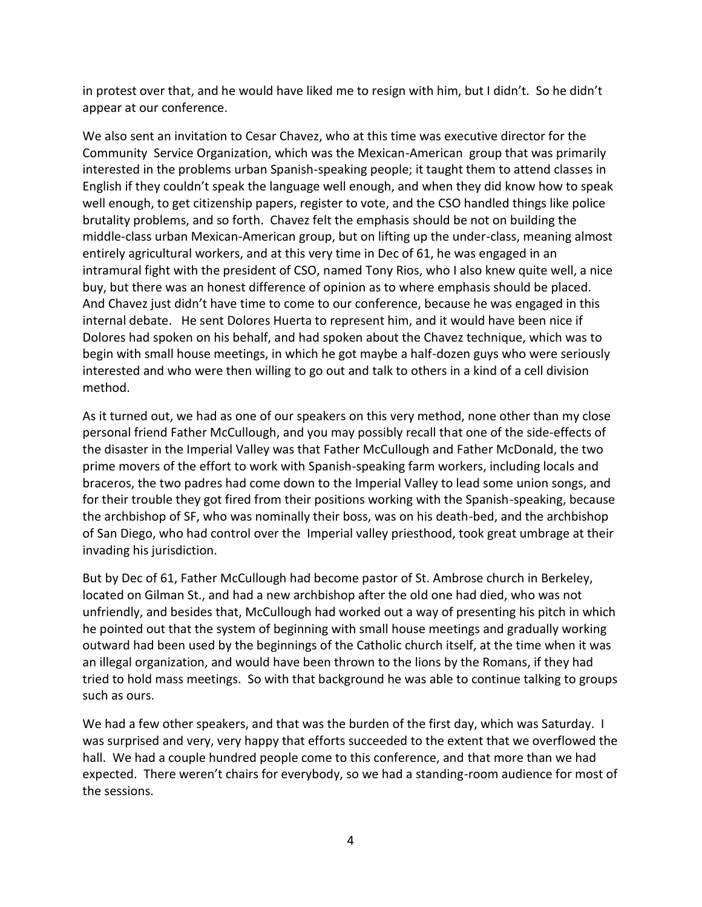in protest over that, and he would have liked me to resign with him, but I didn't. So he didn't appear at our conference.

We also sent an invitation to Cesar Chavez, who at this time was executive director for the Community Service Organization, which was the Mexican-American group that was primarily interested in the problems urban Spanish-speaking people; it taught them to attend classes in English if they couldn't speak the language well enough, and when they did know how to speak well enough, to get citizenship papers, register to vote, and the CSO handled things like police brutality problems, and so forth. Chavez felt the emphasis should be not on building the middle-class urban Mexican-American group, but on lifting up the under-class, meaning almost entirely agricultural workers, and at this very time in Dec of 61, he was engaged in an intramural fight with the president of CSO, named Tony Rios, who I also knew quite well, a nice buy, but there was an honest difference of opinion as to where emphasis should be placed. And Chavez just didn't have time to come to our conference, because he was engaged in this internal debate. He sent Dolores Huerta to represent him, and it would have been nice if Dolores had spoken on his behalf, and had spoken about the Chavez technique, which was to begin with small house meetings, in which he got maybe a half-dozen guys who were seriously interested and who were then willing to go out and talk to others in a kind of a cell division method.

As it turned out, we had as one of our speakers on this very method, none other than my close personal friend Father McCullough, and you may possibly recall that one of the side-effects of the disaster in the Imperial Valley was that Father McCullough and Father McDonald, the two prime movers of the effort to work with Spanish-speaking farm workers, including locals and braceros, the two padres had come down to the Imperial Valley to lead some union songs, and for their trouble they got fired from their positions working with the Spanish-speaking, because the archbishop of SF, who was nominally their boss, was on his death-bed, and the archbishop of San Diego, who had control over the Imperial valley priesthood, took great umbrage at their invading his jurisdiction.

But by Dec of 61, Father McCullough had become pastor of St. Ambrose church in Berkeley, located on Gilman St., and had a new archbishop after the old one had died, who was not unfriendly, and besides that, McCullough had worked out a way of presenting his pitch in which he pointed out that the system of beginning with small house meetings and gradually working outward had been used by the beginnings of the Catholic church itself, at the time when it was an illegal organization, and would have been thrown to the lions by the Romans, if they had tried to hold mass meetings. So with that background he was able to continue talking to groups such as ours.

We had a few other speakers, and that was the burden of the first day, which was Saturday. I was surprised and very, very happy that efforts succeeded to the extent that we overflowed the hall. We had a couple hundred people come to this conference, and that more than we had expected. There weren't chairs for everybody, so we had a standing-room audience for most of the sessions.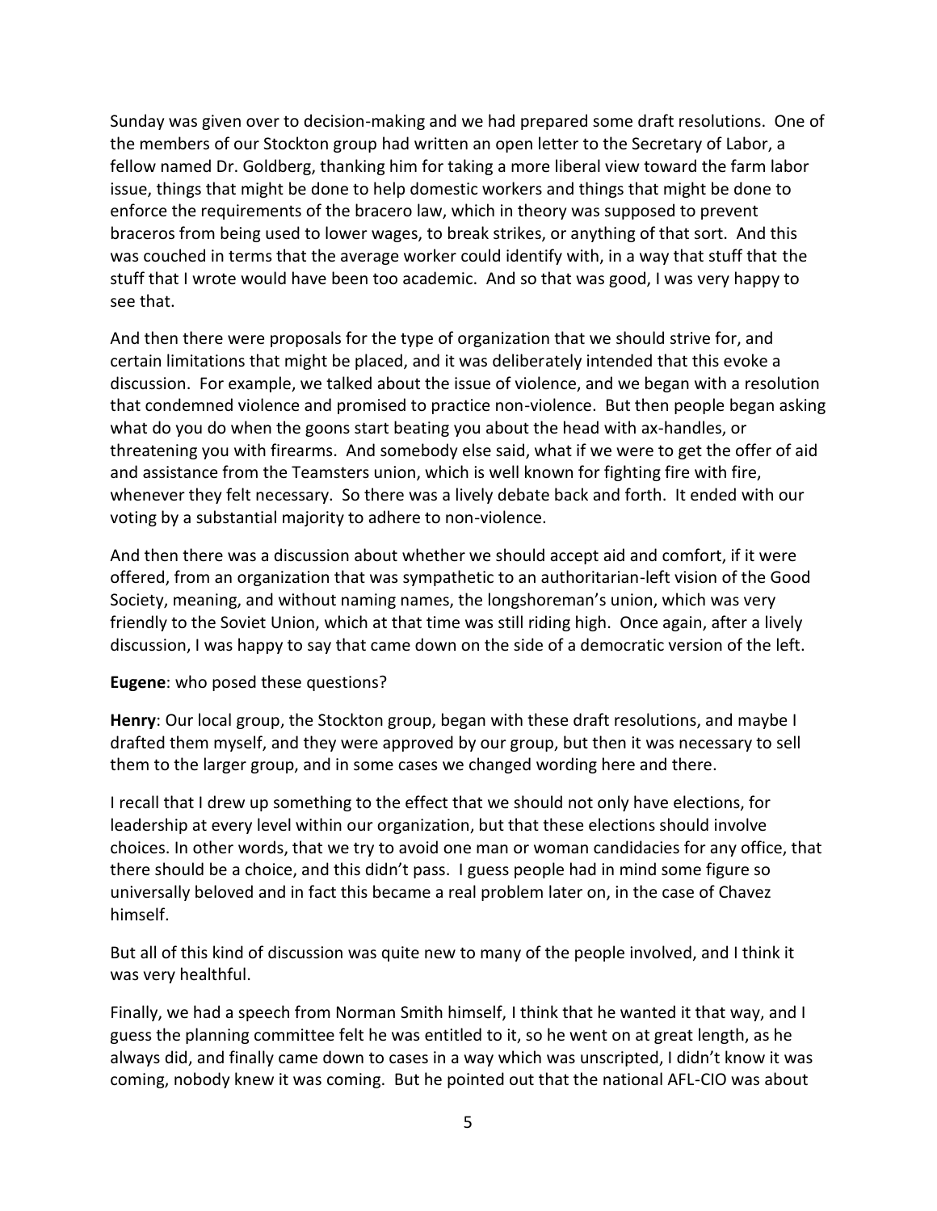Sunday was given over to decision-making and we had prepared some draft resolutions. One of the members of our Stockton group had written an open letter to the Secretary of Labor, a fellow named Dr. Goldberg, thanking him for taking a more liberal view toward the farm labor issue, things that might be done to help domestic workers and things that might be done to enforce the requirements of the bracero law, which in theory was supposed to prevent braceros from being used to lower wages, to break strikes, or anything of that sort. And this was couched in terms that the average worker could identify with, in a way that stuff that the stuff that I wrote would have been too academic. And so that was good, I was very happy to see that.

And then there were proposals for the type of organization that we should strive for, and certain limitations that might be placed, and it was deliberately intended that this evoke a discussion. For example, we talked about the issue of violence, and we began with a resolution that condemned violence and promised to practice non-violence. But then people began asking what do you do when the goons start beating you about the head with ax-handles, or threatening you with firearms. And somebody else said, what if we were to get the offer of aid and assistance from the Teamsters union, which is well known for fighting fire with fire, whenever they felt necessary. So there was a lively debate back and forth. It ended with our voting by a substantial majority to adhere to non-violence.

And then there was a discussion about whether we should accept aid and comfort, if it were offered, from an organization that was sympathetic to an authoritarian-left vision of the Good Society, meaning, and without naming names, the longshoreman's union, which was very friendly to the Soviet Union, which at that time was still riding high. Once again, after a lively discussion, I was happy to say that came down on the side of a democratic version of the left.

**Eugene**: who posed these questions?

**Henry**: Our local group, the Stockton group, began with these draft resolutions, and maybe I drafted them myself, and they were approved by our group, but then it was necessary to sell them to the larger group, and in some cases we changed wording here and there.

I recall that I drew up something to the effect that we should not only have elections, for leadership at every level within our organization, but that these elections should involve choices. In other words, that we try to avoid one man or woman candidacies for any office, that there should be a choice, and this didn't pass. I guess people had in mind some figure so universally beloved and in fact this became a real problem later on, in the case of Chavez himself.

But all of this kind of discussion was quite new to many of the people involved, and I think it was very healthful.

Finally, we had a speech from Norman Smith himself, I think that he wanted it that way, and I guess the planning committee felt he was entitled to it, so he went on at great length, as he always did, and finally came down to cases in a way which was unscripted, I didn't know it was coming, nobody knew it was coming. But he pointed out that the national AFL-CIO was about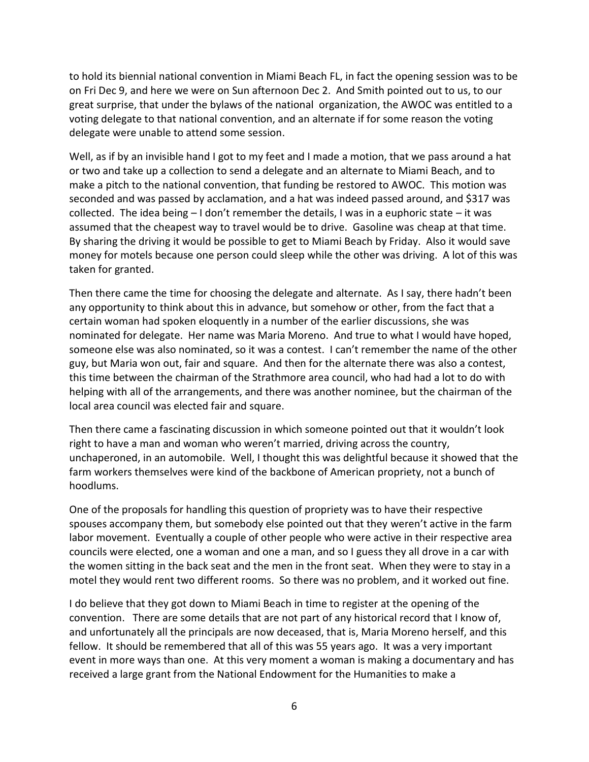to hold its biennial national convention in Miami Beach FL, in fact the opening session was to be on Fri Dec 9, and here we were on Sun afternoon Dec 2. And Smith pointed out to us, to our great surprise, that under the bylaws of the national organization, the AWOC was entitled to a voting delegate to that national convention, and an alternate if for some reason the voting delegate were unable to attend some session.

Well, as if by an invisible hand I got to my feet and I made a motion, that we pass around a hat or two and take up a collection to send a delegate and an alternate to Miami Beach, and to make a pitch to the national convention, that funding be restored to AWOC. This motion was seconded and was passed by acclamation, and a hat was indeed passed around, and $317 was collected. The idea being – I don't remember the details, I was in a euphoric state – it was assumed that the cheapest way to travel would be to drive. Gasoline was cheap at that time. By sharing the driving it would be possible to get to Miami Beach by Friday. Also it would save money for motels because one person could sleep while the other was driving. A lot of this was taken for granted.

Then there came the time for choosing the delegate and alternate. As I say, there hadn't been any opportunity to think about this in advance, but somehow or other, from the fact that a certain woman had spoken eloquently in a number of the earlier discussions, she was nominated for delegate. Her name was Maria Moreno. And true to what I would have hoped, someone else was also nominated, so it was a contest. I can't remember the name of the other guy, but Maria won out, fair and square. And then for the alternate there was also a contest, this time between the chairman of the Strathmore area council, who had had a lot to do with helping with all of the arrangements, and there was another nominee, but the chairman of the local area council was elected fair and square.

Then there came a fascinating discussion in which someone pointed out that it wouldn't look right to have a man and woman who weren't married, driving across the country, unchaperoned, in an automobile. Well, I thought this was delightful because it showed that the farm workers themselves were kind of the backbone of American propriety, not a bunch of hoodlums.

One of the proposals for handling this question of propriety was to have their respective spouses accompany them, but somebody else pointed out that they weren't active in the farm labor movement. Eventually a couple of other people who were active in their respective area councils were elected, one a woman and one a man, and so I guess they all drove in a car with the women sitting in the back seat and the men in the front seat. When they were to stay in a motel they would rent two different rooms. So there was no problem, and it worked out fine.

I do believe that they got down to Miami Beach in time to register at the opening of the convention. There are some details that are not part of any historical record that I know of, and unfortunately all the principals are now deceased, that is, Maria Moreno herself, and this fellow. It should be remembered that all of this was 55 years ago. It was a very important event in more ways than one. At this very moment a woman is making a documentary and has received a large grant from the National Endowment for the Humanities to make a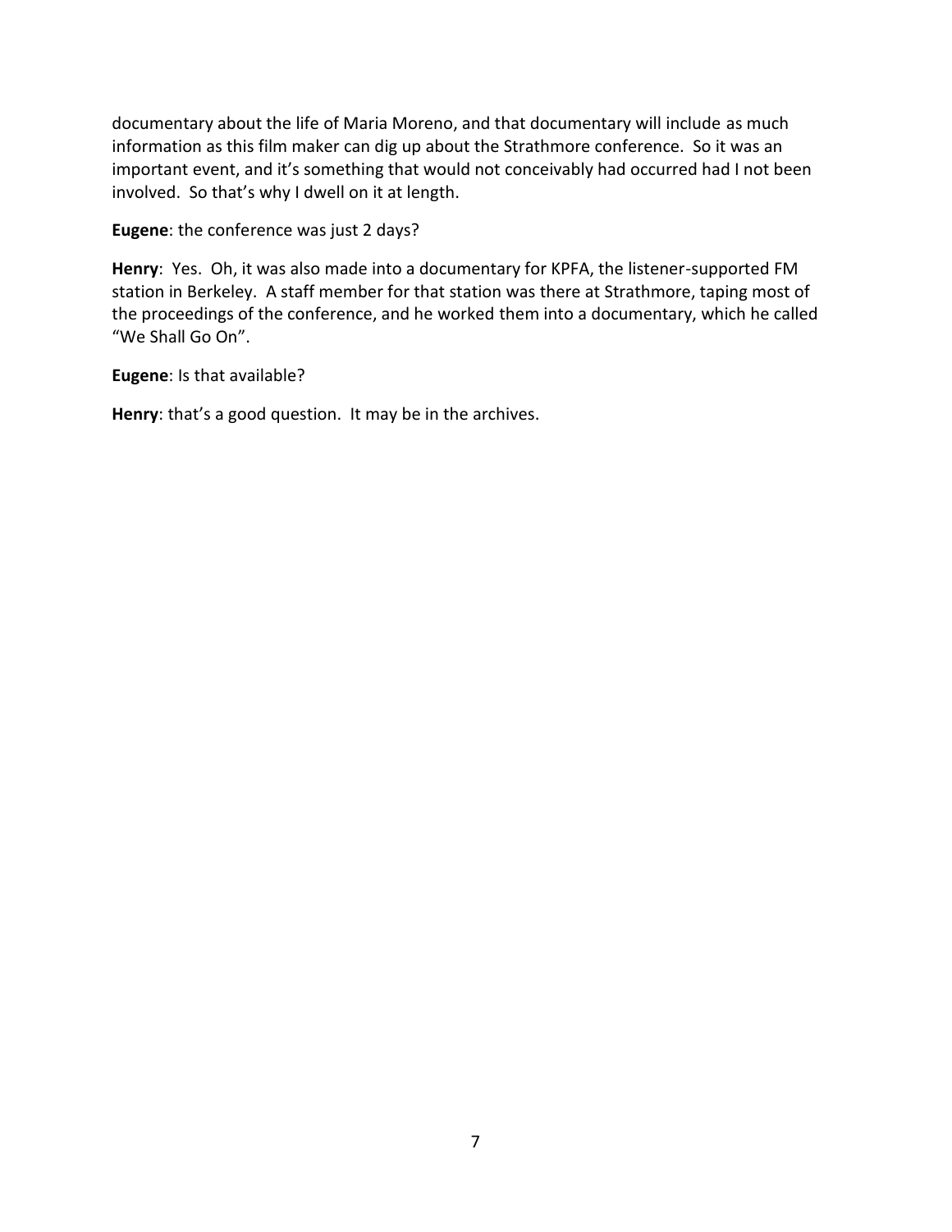documentary about the life of Maria Moreno, and that documentary will include as much information as this film maker can dig up about the Strathmore conference. So it was an important event, and it's something that would not conceivably had occurred had I not been involved. So that's why I dwell on it at length.

**Eugene**: the conference was just 2 days?

**Henry**: Yes. Oh, it was also made into a documentary for KPFA, the listener-supported FM station in Berkeley. A staff member for that station was there at Strathmore, taping most of the proceedings of the conference, and he worked them into a documentary, which he called "We Shall Go On".

**Eugene**: Is that available?

**Henry**: that's a good question. It may be in the archives.